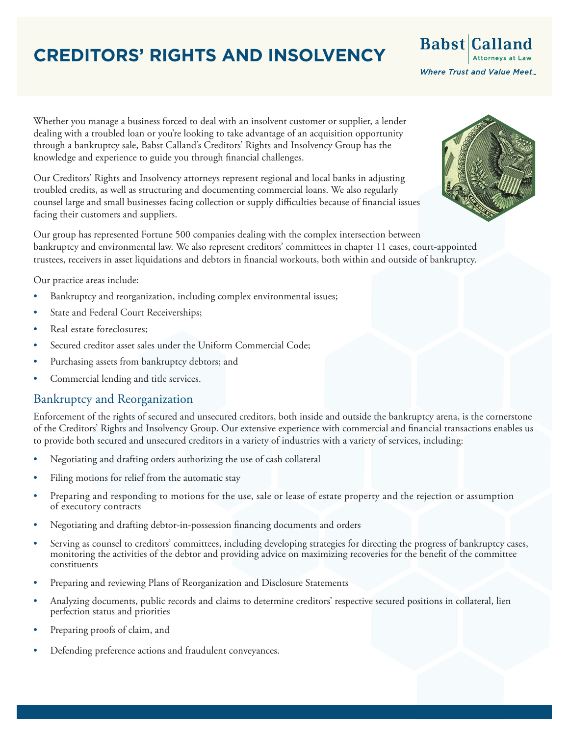# CREDITORS' RIGHTS AND INSOLVENCY

Babst | Calland
Attorneys at Law
*Where Trust and Value Meet.*

Whether you manage a business forced to deal with an insolvent customer or supplier, a lender dealing with a troubled loan or you're looking to take advantage of an acquisition opportunity through a bankruptcy sale, Babst Calland's Creditors' Rights and Insolvency Group has the knowledge and experience to guide you through financial challenges.

Our Creditors' Rights and Insolvency attorneys represent regional and local banks in adjusting troubled credits, as well as structuring and documenting commercial loans. We also regularly counsel large and small businesses facing collection or supply difficulties because of financial issues facing their customers and suppliers.

Our group has represented Fortune 500 companies dealing with the complex intersection between bankruptcy and environmental law. We also represent creditors' committees in chapter 11 cases, court-appointed trustees, receivers in asset liquidations and debtors in financial workouts, both within and outside of bankruptcy.

Our practice areas include:

- Bankruptcy and reorganization, including complex environmental issues;
- State and Federal Court Receiverships;
- Real estate foreclosures;
- Secured creditor asset sales under the Uniform Commercial Code;
- Purchasing assets from bankruptcy debtors; and
- Commercial lending and title services.

## Bankruptcy and Reorganization

Enforcement of the rights of secured and unsecured creditors, both inside and outside the bankruptcy arena, is the cornerstone of the Creditors' Rights and Insolvency Group. Our extensive experience with commercial and financial transactions enables us to provide both secured and unsecured creditors in a variety of industries with a variety of services, including:

- Negotiating and drafting orders authorizing the use of cash collateral
- Filing motions for relief from the automatic stay
- Preparing and responding to motions for the use, sale or lease of estate property and the rejection or assumption of executory contracts
- Negotiating and drafting debtor-in-possession financing documents and orders
- Serving as counsel to creditors' committees, including developing strategies for directing the progress of bankruptcy cases, monitoring the activities of the debtor and providing advice on maximizing recoveries for the benefit of the committee constituents
- Preparing and reviewing Plans of Reorganization and Disclosure Statements
- Analyzing documents, public records and claims to determine creditors' respective secured positions in collateral, lien perfection status and priorities
- Preparing proofs of claim, and
- Defending preference actions and fraudulent conveyances.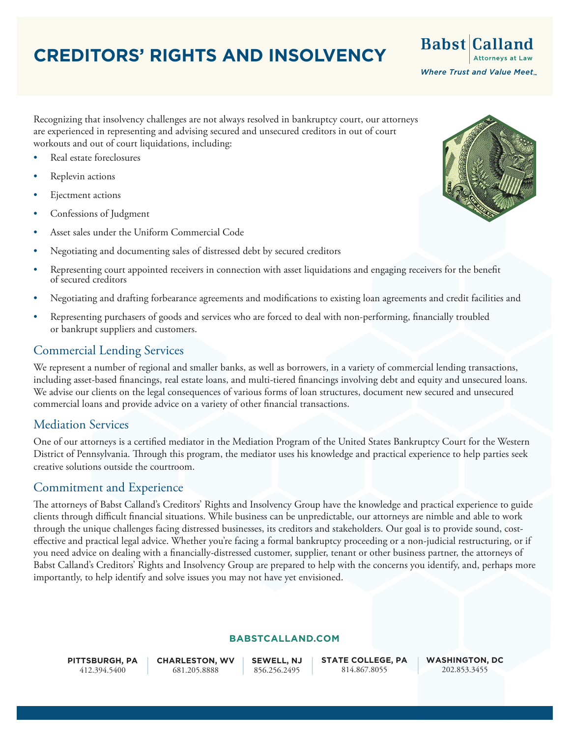# CREDITORS' RIGHTS AND INSOLVENCY

**Babst | Calland**
Attorneys at Law
*Where Trust and Value Meet.*

Recognizing that insolvency challenges are not always resolved in bankruptcy court, our attorneys are experienced in representing and advising secured and unsecured creditors in out of court workouts and out of court liquidations, including:

- Real estate foreclosures
- Replevin actions
- Ejectment actions
- Confessions of Judgment
- Asset sales under the Uniform Commercial Code
- Negotiating and documenting sales of distressed debt by secured creditors
- Representing court appointed receivers in connection with asset liquidations and engaging receivers for the benefit of secured creditors
- Negotiating and drafting forbearance agreements and modifications to existing loan agreements and credit facilities and
- Representing purchasers of goods and services who are forced to deal with non-performing, financially troubled or bankrupt suppliers and customers.

## Commercial Lending Services

We represent a number of regional and smaller banks, as well as borrowers, in a variety of commercial lending transactions, including asset-based financings, real estate loans, and multi-tiered financings involving debt and equity and unsecured loans. We advise our clients on the legal consequences of various forms of loan structures, document new secured and unsecured commercial loans and provide advice on a variety of other financial transactions.

## Mediation Services

One of our attorneys is a certified mediator in the Mediation Program of the United States Bankruptcy Court for the Western District of Pennsylvania. Through this program, the mediator uses his knowledge and practical experience to help parties seek creative solutions outside the courtroom.

## Commitment and Experience

The attorneys of Babst Calland's Creditors' Rights and Insolvency Group have the knowledge and practical experience to guide clients through difficult financial situations. While business can be unpredictable, our attorneys are nimble and able to work through the unique challenges facing distressed businesses, its creditors and stakeholders. Our goal is to provide sound, cost-effective and practical legal advice. Whether you're facing a formal bankruptcy proceeding or a non-judicial restructuring, or if you need advice on dealing with a financially-distressed customer, supplier, tenant or other business partner, the attorneys of Babst Calland's Creditors' Rights and Insolvency Group are prepared to help with the concerns you identify, and, perhaps more importantly, to help identify and solve issues you may not have yet envisioned.

**BABSTCALLAND.COM**

| PITTSBURGH, PA | CHARLESTON, WV | SEWELL, NJ | STATE COLLEGE, PA | WASHINGTON, DC |
|---|---|---|---|---|
| 412.394.5400 | 681.205.8888 | 856.256.2495 | 814.867.8055 | 202.853.3455 |